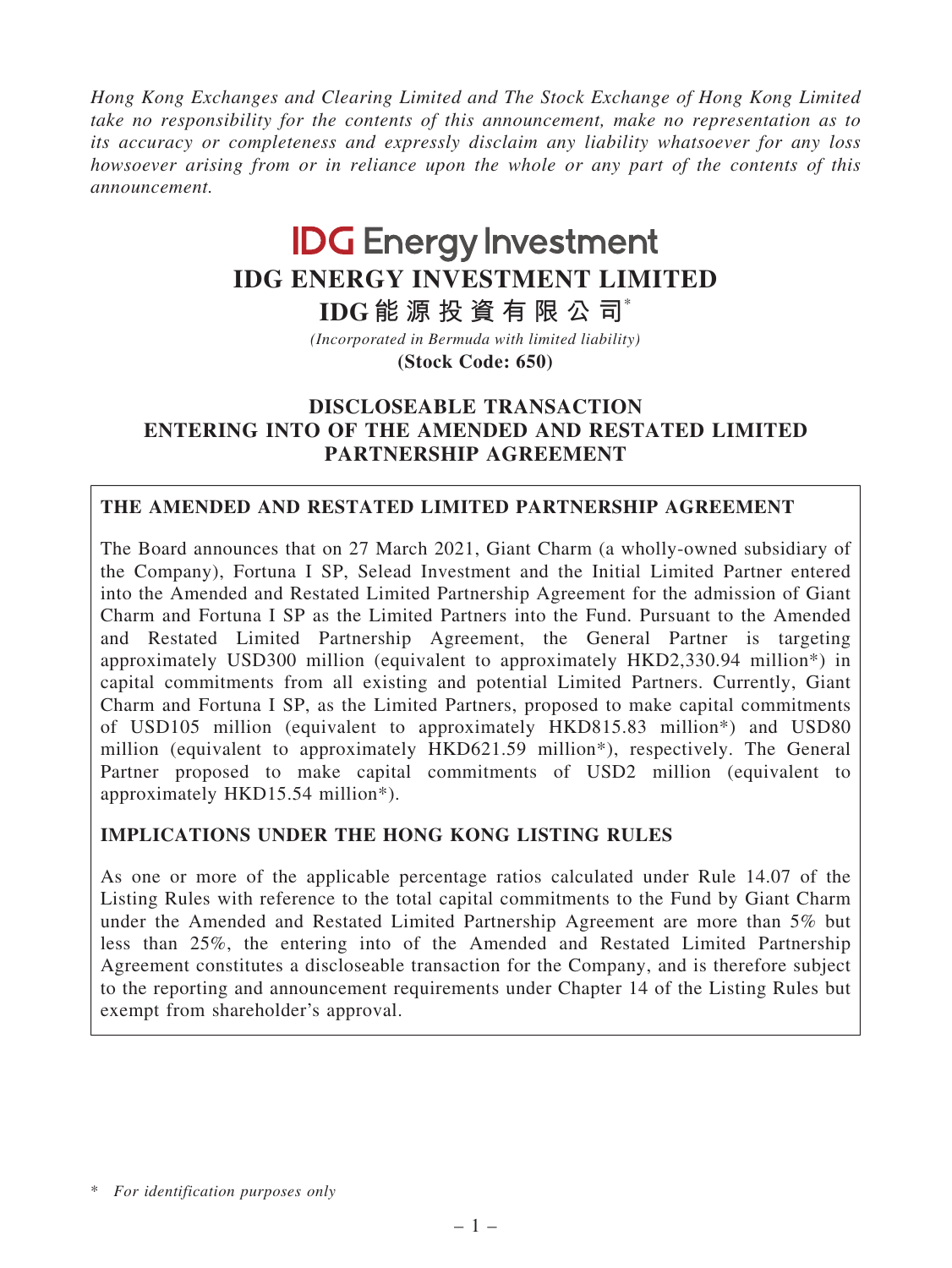*Hong Kong Exchanges and Clearing Limited and The Stock Exchange of Hong Kong Limited take no responsibility for the contents of this announcement, make no representation as to its accuracy or completeness and expressly disclaim any liability whatsoever for any loss howsoever arising from or in reliance upon the whole or any part of the contents of this announcement.*

IDG Energy Investment

# IDG ENERGY INVESTMENT LIMITED

# IDG能源投資有限公司*

*(Incorporated in Bermuda with limited liability)*

**(Stock Code: 650)**

## DISCLOSEABLE TRANSACTION ENTERING INTO OF THE AMENDED AND RESTATED LIMITED PARTNERSHIP AGREEMENT

### THE AMENDED AND RESTATED LIMITED PARTNERSHIP AGREEMENT

The Board announces that on 27 March 2021, Giant Charm (a wholly-owned subsidiary of the Company), Fortuna I SP, Selead Investment and the Initial Limited Partner entered into the Amended and Restated Limited Partnership Agreement for the admission of Giant Charm and Fortuna I SP as the Limited Partners into the Fund. Pursuant to the Amended and Restated Limited Partnership Agreement, the General Partner is targeting approximately USD300 million (equivalent to approximately HKD2,330.94 million*) in capital commitments from all existing and potential Limited Partners. Currently, Giant Charm and Fortuna I SP, as the Limited Partners, proposed to make capital commitments of USD105 million (equivalent to approximately HKD815.83 million*) and USD80 million (equivalent to approximately HKD621.59 million*), respectively. The General Partner proposed to make capital commitments of USD2 million (equivalent to approximately HKD15.54 million*).

### IMPLICATIONS UNDER THE HONG KONG LISTING RULES

As one or more of the applicable percentage ratios calculated under Rule 14.07 of the Listing Rules with reference to the total capital commitments to the Fund by Giant Charm under the Amended and Restated Limited Partnership Agreement are more than 5% but less than 25%, the entering into of the Amended and Restated Limited Partnership Agreement constitutes a discloseable transaction for the Company, and is therefore subject to the reporting and announcement requirements under Chapter 14 of the Listing Rules but exempt from shareholder's approval.

\* *For identification purposes only*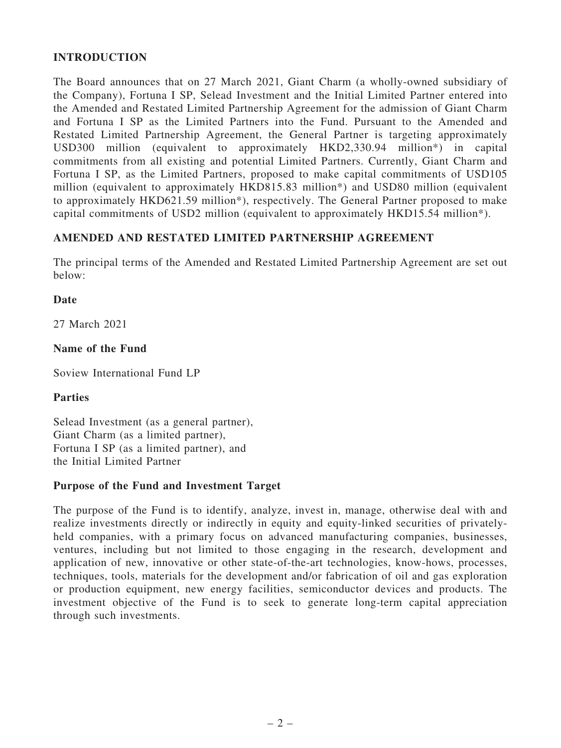## INTRODUCTION

The Board announces that on 27 March 2021, Giant Charm (a wholly-owned subsidiary of the Company), Fortuna I SP, Selead Investment and the Initial Limited Partner entered into the Amended and Restated Limited Partnership Agreement for the admission of Giant Charm and Fortuna I SP as the Limited Partners into the Fund. Pursuant to the Amended and Restated Limited Partnership Agreement, the General Partner is targeting approximately USD300 million (equivalent to approximately HKD2,330.94 million*) in capital commitments from all existing and potential Limited Partners. Currently, Giant Charm and Fortuna I SP, as the Limited Partners, proposed to make capital commitments of USD105 million (equivalent to approximately HKD815.83 million*) and USD80 million (equivalent to approximately HKD621.59 million*), respectively. The General Partner proposed to make capital commitments of USD2 million (equivalent to approximately HKD15.54 million*).

## AMENDED AND RESTATED LIMITED PARTNERSHIP AGREEMENT

The principal terms of the Amended and Restated Limited Partnership Agreement are set out below:

**Date**

27 March 2021

**Name of the Fund**

Soview International Fund LP

**Parties**

Selead Investment (as a general partner),
Giant Charm (as a limited partner),
Fortuna I SP (as a limited partner), and
the Initial Limited Partner

**Purpose of the Fund and Investment Target**

The purpose of the Fund is to identify, analyze, invest in, manage, otherwise deal with and realize investments directly or indirectly in equity and equity-linked securities of privately-held companies, with a primary focus on advanced manufacturing companies, businesses, ventures, including but not limited to those engaging in the research, development and application of new, innovative or other state-of-the-art technologies, know-hows, processes, techniques, tools, materials for the development and/or fabrication of oil and gas exploration or production equipment, new energy facilities, semiconductor devices and products. The investment objective of the Fund is to seek to generate long-term capital appreciation through such investments.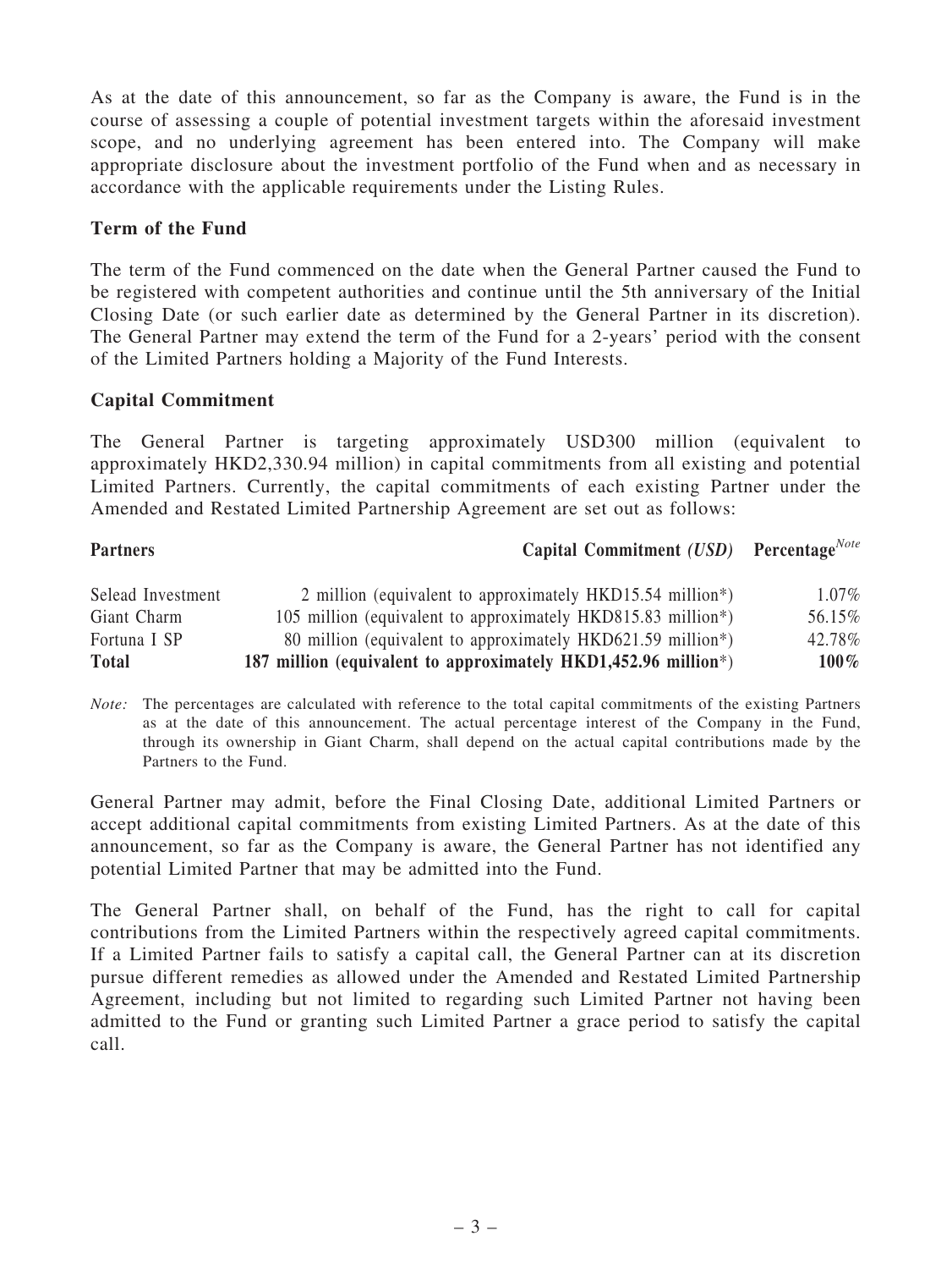As at the date of this announcement, so far as the Company is aware, the Fund is in the course of assessing a couple of potential investment targets within the aforesaid investment scope, and no underlying agreement has been entered into. The Company will make appropriate disclosure about the investment portfolio of the Fund when and as necessary in accordance with the applicable requirements under the Listing Rules.

### Term of the Fund

The term of the Fund commenced on the date when the General Partner caused the Fund to be registered with competent authorities and continue until the 5th anniversary of the Initial Closing Date (or such earlier date as determined by the General Partner in its discretion). The General Partner may extend the term of the Fund for a 2-years' period with the consent of the Limited Partners holding a Majority of the Fund Interests.

### Capital Commitment

The General Partner is targeting approximately USD300 million (equivalent to approximately HKD2,330.94 million) in capital commitments from all existing and potential Limited Partners. Currently, the capital commitments of each existing Partner under the Amended and Restated Limited Partnership Agreement are set out as follows:

| **Partners** | **Capital Commitment *(USD)*** | **Percentage**[Note] |
|---|---|---|
| Selead Investment | 2 million (equivalent to approximately HKD15.54 million*) | 1.07% |
| Giant Charm | 105 million (equivalent to approximately HKD815.83 million*) | 56.15% |
| Fortuna I SP | 80 million (equivalent to approximately HKD621.59 million*) | 42.78% |
| **Total** | **187 million (equivalent to approximately HKD1,452.96 million*)** | **100%** |

*Note:* The percentages are calculated with reference to the total capital commitments of the existing Partners as at the date of this announcement. The actual percentage interest of the Company in the Fund, through its ownership in Giant Charm, shall depend on the actual capital contributions made by the Partners to the Fund.

General Partner may admit, before the Final Closing Date, additional Limited Partners or accept additional capital commitments from existing Limited Partners. As at the date of this announcement, so far as the Company is aware, the General Partner has not identified any potential Limited Partner that may be admitted into the Fund.

The General Partner shall, on behalf of the Fund, has the right to call for capital contributions from the Limited Partners within the respectively agreed capital commitments. If a Limited Partner fails to satisfy a capital call, the General Partner can at its discretion pursue different remedies as allowed under the Amended and Restated Limited Partnership Agreement, including but not limited to regarding such Limited Partner not having been admitted to the Fund or granting such Limited Partner a grace period to satisfy the capital call.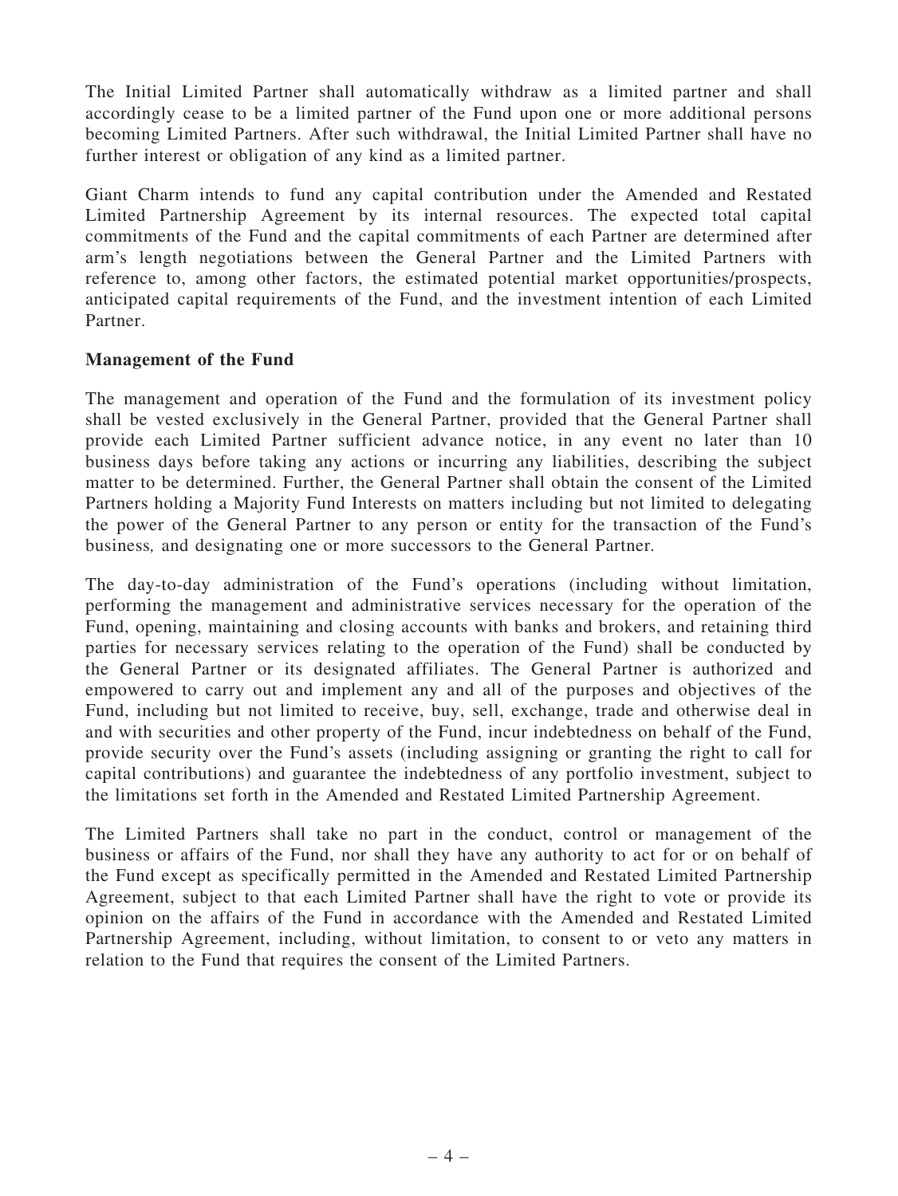The Initial Limited Partner shall automatically withdraw as a limited partner and shall accordingly cease to be a limited partner of the Fund upon one or more additional persons becoming Limited Partners. After such withdrawal, the Initial Limited Partner shall have no further interest or obligation of any kind as a limited partner.

Giant Charm intends to fund any capital contribution under the Amended and Restated Limited Partnership Agreement by its internal resources. The expected total capital commitments of the Fund and the capital commitments of each Partner are determined after arm's length negotiations between the General Partner and the Limited Partners with reference to, among other factors, the estimated potential market opportunities/prospects, anticipated capital requirements of the Fund, and the investment intention of each Limited Partner.

**Management of the Fund**

The management and operation of the Fund and the formulation of its investment policy shall be vested exclusively in the General Partner, provided that the General Partner shall provide each Limited Partner sufficient advance notice, in any event no later than 10 business days before taking any actions or incurring any liabilities, describing the subject matter to be determined. Further, the General Partner shall obtain the consent of the Limited Partners holding a Majority Fund Interests on matters including but not limited to delegating the power of the General Partner to any person or entity for the transaction of the Fund's business, and designating one or more successors to the General Partner.

The day-to-day administration of the Fund's operations (including without limitation, performing the management and administrative services necessary for the operation of the Fund, opening, maintaining and closing accounts with banks and brokers, and retaining third parties for necessary services relating to the operation of the Fund) shall be conducted by the General Partner or its designated affiliates. The General Partner is authorized and empowered to carry out and implement any and all of the purposes and objectives of the Fund, including but not limited to receive, buy, sell, exchange, trade and otherwise deal in and with securities and other property of the Fund, incur indebtedness on behalf of the Fund, provide security over the Fund's assets (including assigning or granting the right to call for capital contributions) and guarantee the indebtedness of any portfolio investment, subject to the limitations set forth in the Amended and Restated Limited Partnership Agreement.

The Limited Partners shall take no part in the conduct, control or management of the business or affairs of the Fund, nor shall they have any authority to act for or on behalf of the Fund except as specifically permitted in the Amended and Restated Limited Partnership Agreement, subject to that each Limited Partner shall have the right to vote or provide its opinion on the affairs of the Fund in accordance with the Amended and Restated Limited Partnership Agreement, including, without limitation, to consent to or veto any matters in relation to the Fund that requires the consent of the Limited Partners.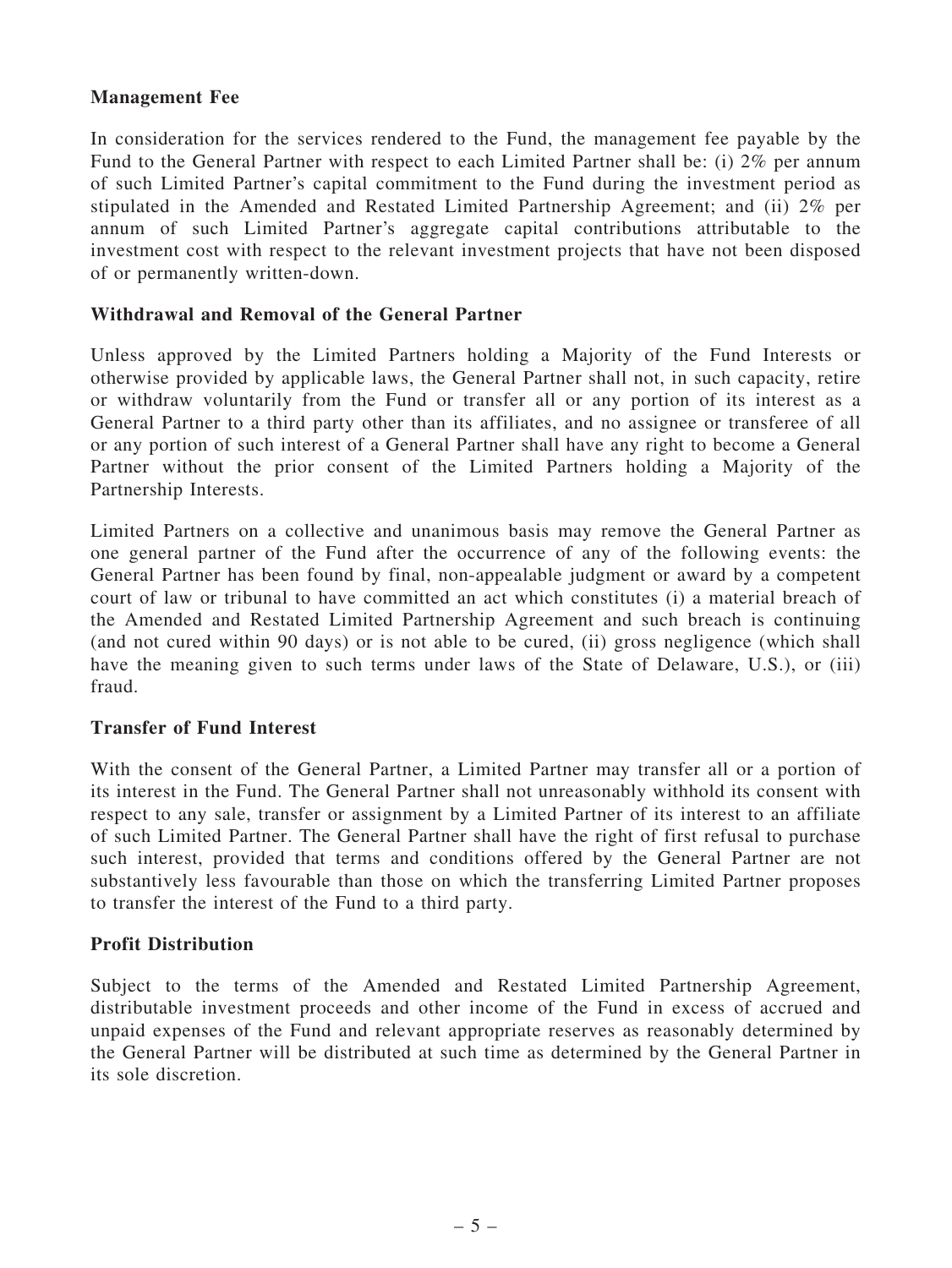**Management Fee**

In consideration for the services rendered to the Fund, the management fee payable by the Fund to the General Partner with respect to each Limited Partner shall be: (i) 2% per annum of such Limited Partner's capital commitment to the Fund during the investment period as stipulated in the Amended and Restated Limited Partnership Agreement; and (ii) 2% per annum of such Limited Partner's aggregate capital contributions attributable to the investment cost with respect to the relevant investment projects that have not been disposed of or permanently written-down.

**Withdrawal and Removal of the General Partner**

Unless approved by the Limited Partners holding a Majority of the Fund Interests or otherwise provided by applicable laws, the General Partner shall not, in such capacity, retire or withdraw voluntarily from the Fund or transfer all or any portion of its interest as a General Partner to a third party other than its affiliates, and no assignee or transferee of all or any portion of such interest of a General Partner shall have any right to become a General Partner without the prior consent of the Limited Partners holding a Majority of the Partnership Interests.

Limited Partners on a collective and unanimous basis may remove the General Partner as one general partner of the Fund after the occurrence of any of the following events: the General Partner has been found by final, non-appealable judgment or award by a competent court of law or tribunal to have committed an act which constitutes (i) a material breach of the Amended and Restated Limited Partnership Agreement and such breach is continuing (and not cured within 90 days) or is not able to be cured, (ii) gross negligence (which shall have the meaning given to such terms under laws of the State of Delaware, U.S.), or (iii) fraud.

**Transfer of Fund Interest**

With the consent of the General Partner, a Limited Partner may transfer all or a portion of its interest in the Fund. The General Partner shall not unreasonably withhold its consent with respect to any sale, transfer or assignment by a Limited Partner of its interest to an affiliate of such Limited Partner. The General Partner shall have the right of first refusal to purchase such interest, provided that terms and conditions offered by the General Partner are not substantively less favourable than those on which the transferring Limited Partner proposes to transfer the interest of the Fund to a third party.

**Profit Distribution**

Subject to the terms of the Amended and Restated Limited Partnership Agreement, distributable investment proceeds and other income of the Fund in excess of accrued and unpaid expenses of the Fund and relevant appropriate reserves as reasonably determined by the General Partner will be distributed at such time as determined by the General Partner in its sole discretion.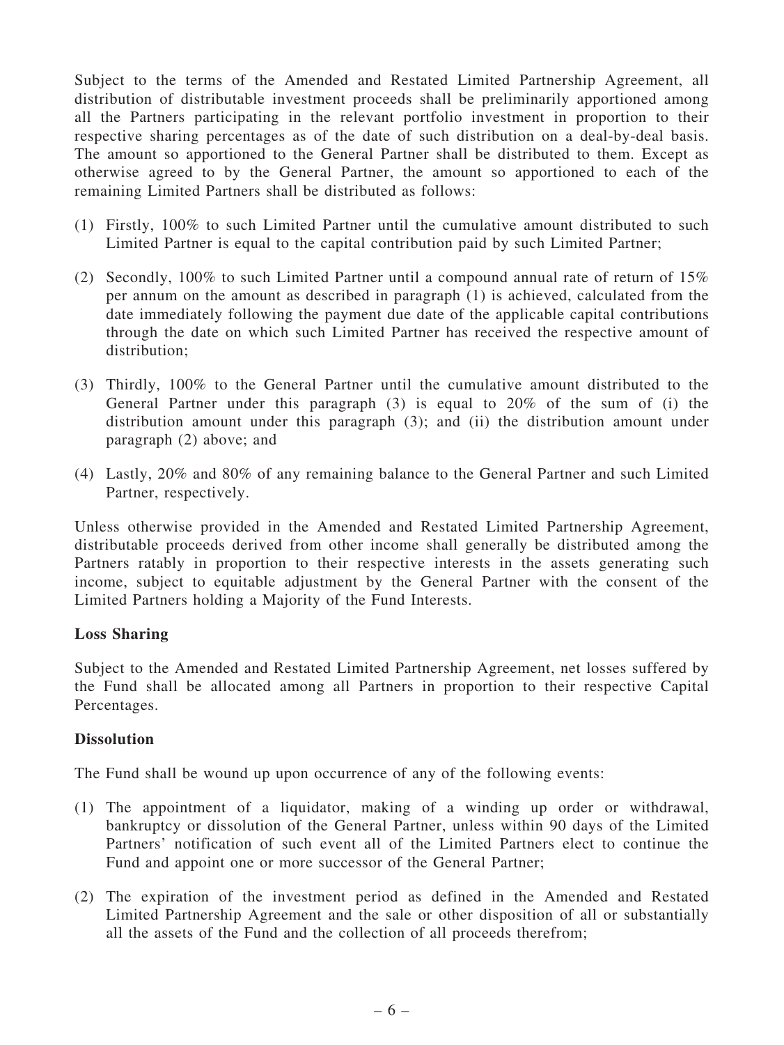Subject to the terms of the Amended and Restated Limited Partnership Agreement, all distribution of distributable investment proceeds shall be preliminarily apportioned among all the Partners participating in the relevant portfolio investment in proportion to their respective sharing percentages as of the date of such distribution on a deal-by-deal basis. The amount so apportioned to the General Partner shall be distributed to them. Except as otherwise agreed to by the General Partner, the amount so apportioned to each of the remaining Limited Partners shall be distributed as follows:

(1) Firstly, 100% to such Limited Partner until the cumulative amount distributed to such Limited Partner is equal to the capital contribution paid by such Limited Partner;

(2) Secondly, 100% to such Limited Partner until a compound annual rate of return of 15% per annum on the amount as described in paragraph (1) is achieved, calculated from the date immediately following the payment due date of the applicable capital contributions through the date on which such Limited Partner has received the respective amount of distribution;

(3) Thirdly, 100% to the General Partner until the cumulative amount distributed to the General Partner under this paragraph (3) is equal to 20% of the sum of (i) the distribution amount under this paragraph (3); and (ii) the distribution amount under paragraph (2) above; and

(4) Lastly, 20% and 80% of any remaining balance to the General Partner and such Limited Partner, respectively.

Unless otherwise provided in the Amended and Restated Limited Partnership Agreement, distributable proceeds derived from other income shall generally be distributed among the Partners ratably in proportion to their respective interests in the assets generating such income, subject to equitable adjustment by the General Partner with the consent of the Limited Partners holding a Majority of the Fund Interests.

**Loss Sharing**

Subject to the Amended and Restated Limited Partnership Agreement, net losses suffered by the Fund shall be allocated among all Partners in proportion to their respective Capital Percentages.

**Dissolution**

The Fund shall be wound up upon occurrence of any of the following events:

(1) The appointment of a liquidator, making of a winding up order or withdrawal, bankruptcy or dissolution of the General Partner, unless within 90 days of the Limited Partners' notification of such event all of the Limited Partners elect to continue the Fund and appoint one or more successor of the General Partner;

(2) The expiration of the investment period as defined in the Amended and Restated Limited Partnership Agreement and the sale or other disposition of all or substantially all the assets of the Fund and the collection of all proceeds therefrom;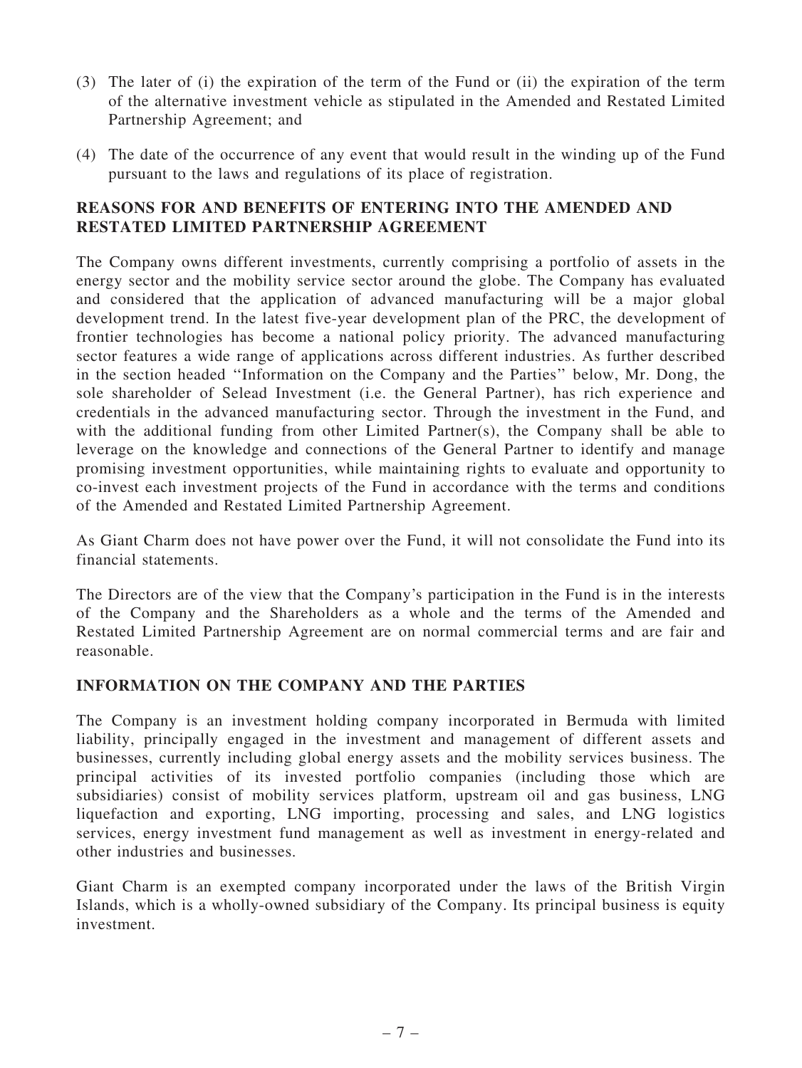(3) The later of (i) the expiration of the term of the Fund or (ii) the expiration of the term of the alternative investment vehicle as stipulated in the Amended and Restated Limited Partnership Agreement; and

(4) The date of the occurrence of any event that would result in the winding up of the Fund pursuant to the laws and regulations of its place of registration.

## REASONS FOR AND BENEFITS OF ENTERING INTO THE AMENDED AND RESTATED LIMITED PARTNERSHIP AGREEMENT

The Company owns different investments, currently comprising a portfolio of assets in the energy sector and the mobility service sector around the globe. The Company has evaluated and considered that the application of advanced manufacturing will be a major global development trend. In the latest five-year development plan of the PRC, the development of frontier technologies has become a national policy priority. The advanced manufacturing sector features a wide range of applications across different industries. As further described in the section headed ''Information on the Company and the Parties'' below, Mr. Dong, the sole shareholder of Selead Investment (i.e. the General Partner), has rich experience and credentials in the advanced manufacturing sector. Through the investment in the Fund, and with the additional funding from other Limited Partner(s), the Company shall be able to leverage on the knowledge and connections of the General Partner to identify and manage promising investment opportunities, while maintaining rights to evaluate and opportunity to co-invest each investment projects of the Fund in accordance with the terms and conditions of the Amended and Restated Limited Partnership Agreement.

As Giant Charm does not have power over the Fund, it will not consolidate the Fund into its financial statements.

The Directors are of the view that the Company's participation in the Fund is in the interests of the Company and the Shareholders as a whole and the terms of the Amended and Restated Limited Partnership Agreement are on normal commercial terms and are fair and reasonable.

## INFORMATION ON THE COMPANY AND THE PARTIES

The Company is an investment holding company incorporated in Bermuda with limited liability, principally engaged in the investment and management of different assets and businesses, currently including global energy assets and the mobility services business. The principal activities of its invested portfolio companies (including those which are subsidiaries) consist of mobility services platform, upstream oil and gas business, LNG liquefaction and exporting, LNG importing, processing and sales, and LNG logistics services, energy investment fund management as well as investment in energy-related and other industries and businesses.

Giant Charm is an exempted company incorporated under the laws of the British Virgin Islands, which is a wholly-owned subsidiary of the Company. Its principal business is equity investment.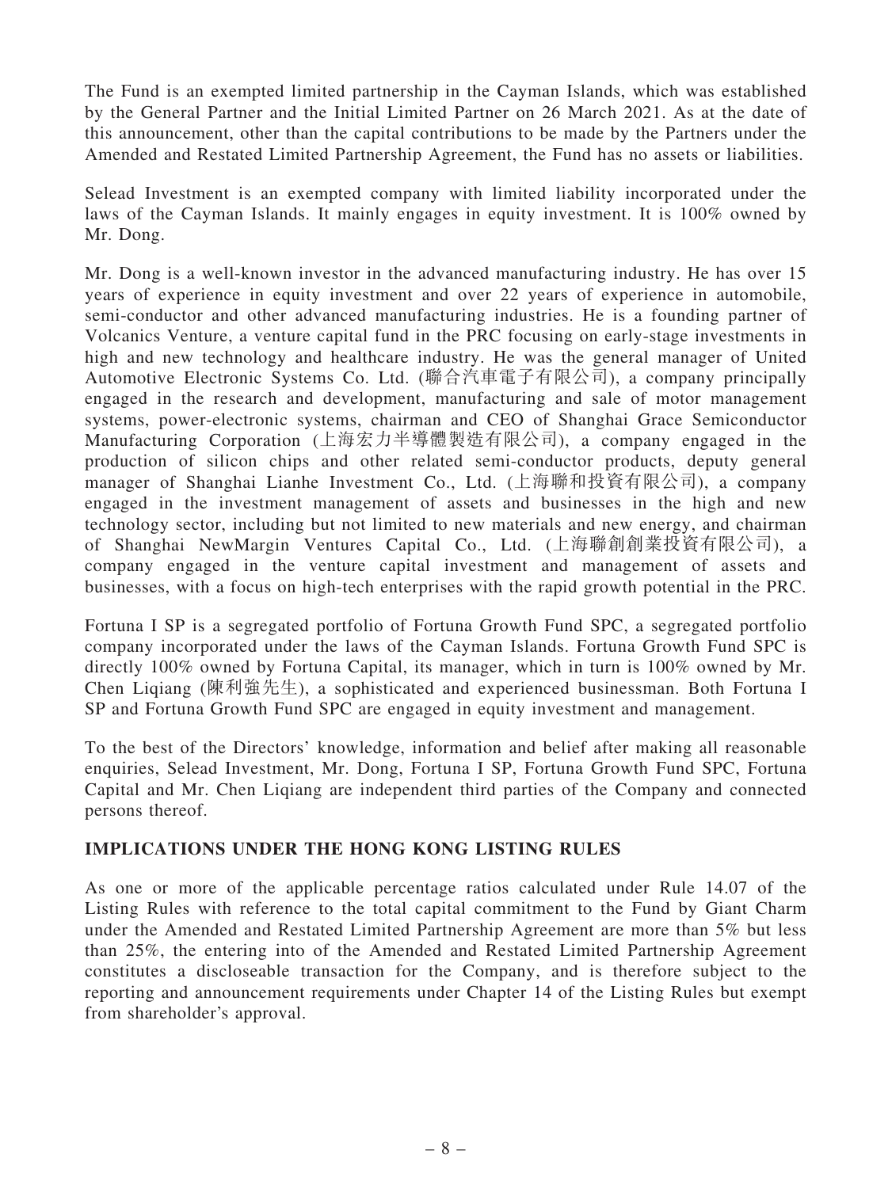The Fund is an exempted limited partnership in the Cayman Islands, which was established by the General Partner and the Initial Limited Partner on 26 March 2021. As at the date of this announcement, other than the capital contributions to be made by the Partners under the Amended and Restated Limited Partnership Agreement, the Fund has no assets or liabilities.

Selead Investment is an exempted company with limited liability incorporated under the laws of the Cayman Islands. It mainly engages in equity investment. It is 100% owned by Mr. Dong.

Mr. Dong is a well-known investor in the advanced manufacturing industry. He has over 15 years of experience in equity investment and over 22 years of experience in automobile, semi-conductor and other advanced manufacturing industries. He is a founding partner of Volcanics Venture, a venture capital fund in the PRC focusing on early-stage investments in high and new technology and healthcare industry. He was the general manager of United Automotive Electronic Systems Co. Ltd. (聯合汽車電子有限公司), a company principally engaged in the research and development, manufacturing and sale of motor management systems, power-electronic systems, chairman and CEO of Shanghai Grace Semiconductor Manufacturing Corporation (上海宏力半導體製造有限公司), a company engaged in the production of silicon chips and other related semi-conductor products, deputy general manager of Shanghai Lianhe Investment Co., Ltd. (上海聯和投資有限公司), a company engaged in the investment management of assets and businesses in the high and new technology sector, including but not limited to new materials and new energy, and chairman of Shanghai NewMargin Ventures Capital Co., Ltd. (上海聯創創業投資有限公司), a company engaged in the venture capital investment and management of assets and businesses, with a focus on high-tech enterprises with the rapid growth potential in the PRC.

Fortuna I SP is a segregated portfolio of Fortuna Growth Fund SPC, a segregated portfolio company incorporated under the laws of the Cayman Islands. Fortuna Growth Fund SPC is directly 100% owned by Fortuna Capital, its manager, which in turn is 100% owned by Mr. Chen Liqiang (陳利強先生), a sophisticated and experienced businessman. Both Fortuna I SP and Fortuna Growth Fund SPC are engaged in equity investment and management.

To the best of the Directors' knowledge, information and belief after making all reasonable enquiries, Selead Investment, Mr. Dong, Fortuna I SP, Fortuna Growth Fund SPC, Fortuna Capital and Mr. Chen Liqiang are independent third parties of the Company and connected persons thereof.

## IMPLICATIONS UNDER THE HONG KONG LISTING RULES

As one or more of the applicable percentage ratios calculated under Rule 14.07 of the Listing Rules with reference to the total capital commitment to the Fund by Giant Charm under the Amended and Restated Limited Partnership Agreement are more than 5% but less than 25%, the entering into of the Amended and Restated Limited Partnership Agreement constitutes a discloseable transaction for the Company, and is therefore subject to the reporting and announcement requirements under Chapter 14 of the Listing Rules but exempt from shareholder's approval.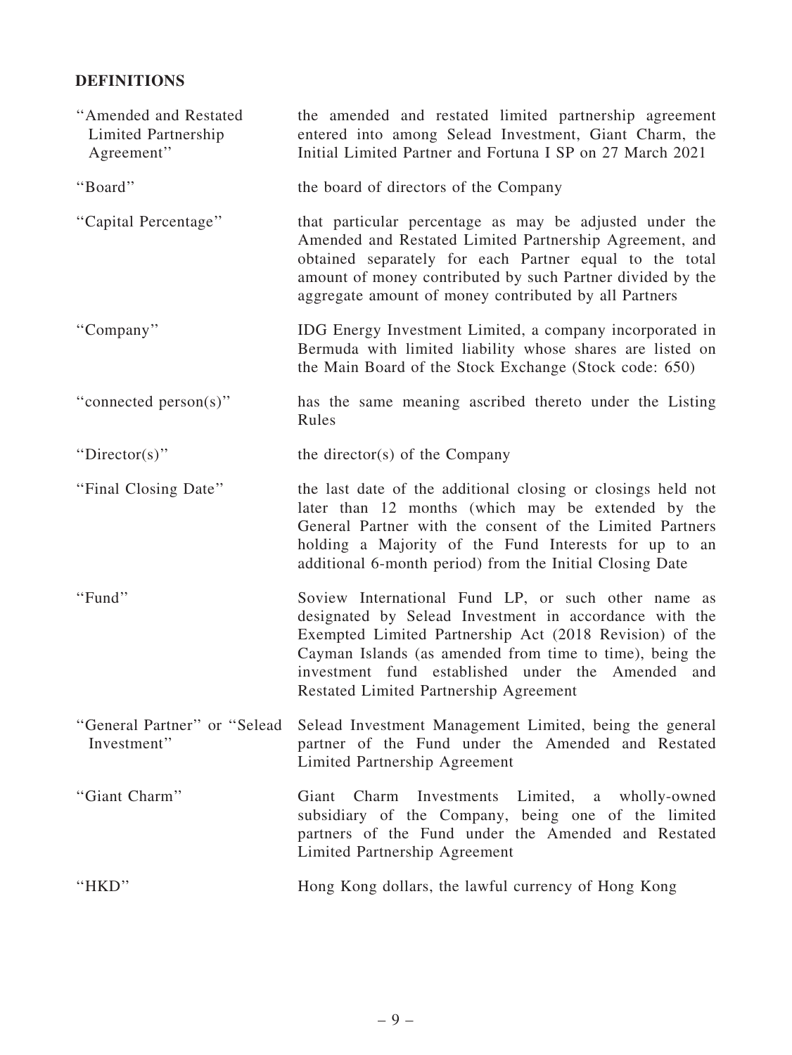## DEFINITIONS

| | |
|---|---|
| "Amended and Restated Limited Partnership Agreement" | the amended and restated limited partnership agreement entered into among Selead Investment, Giant Charm, the Initial Limited Partner and Fortuna I SP on 27 March 2021 |
| "Board" | the board of directors of the Company |
| "Capital Percentage" | that particular percentage as may be adjusted under the Amended and Restated Limited Partnership Agreement, and obtained separately for each Partner equal to the total amount of money contributed by such Partner divided by the aggregate amount of money contributed by all Partners |
| "Company" | IDG Energy Investment Limited, a company incorporated in Bermuda with limited liability whose shares are listed on the Main Board of the Stock Exchange (Stock code: 650) |
| "connected person(s)" | has the same meaning ascribed thereto under the Listing Rules |
| "Director(s)" | the director(s) of the Company |
| "Final Closing Date" | the last date of the additional closing or closings held not later than 12 months (which may be extended by the General Partner with the consent of the Limited Partners holding a Majority of the Fund Interests for up to an additional 6-month period) from the Initial Closing Date |
| "Fund" | Soview International Fund LP, or such other name as designated by Selead Investment in accordance with the Exempted Limited Partnership Act (2018 Revision) of the Cayman Islands (as amended from time to time), being the investment fund established under the Amended and Restated Limited Partnership Agreement |
| "General Partner" or "Selead Investment" | Selead Investment Management Limited, being the general partner of the Fund under the Amended and Restated Limited Partnership Agreement |
| "Giant Charm" | Giant Charm Investments Limited, a wholly-owned subsidiary of the Company, being one of the limited partners of the Fund under the Amended and Restated Limited Partnership Agreement |
| "HKD" | Hong Kong dollars, the lawful currency of Hong Kong |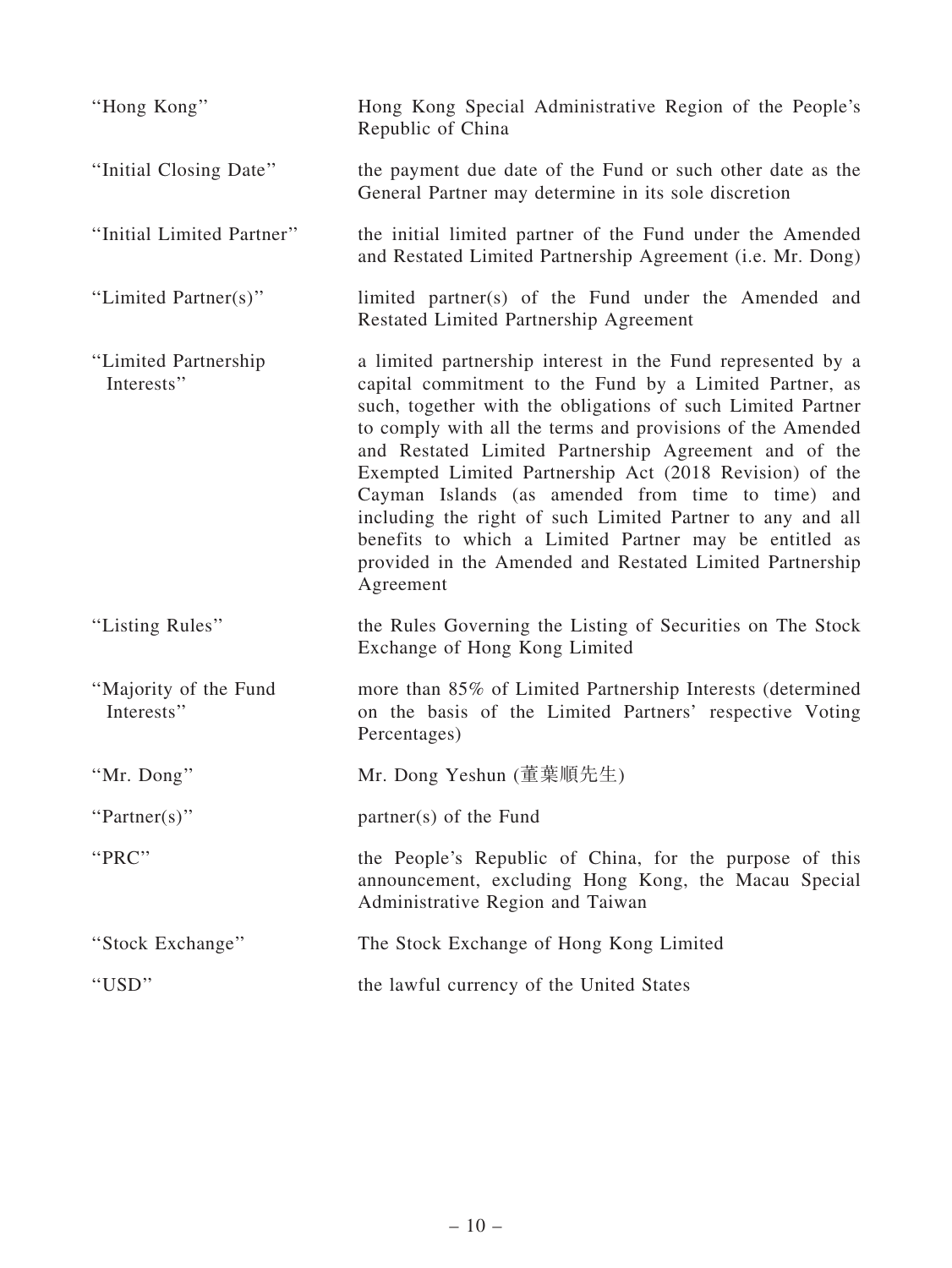| | |
|---|---|
| "Hong Kong" | Hong Kong Special Administrative Region of the People's Republic of China |
| "Initial Closing Date" | the payment due date of the Fund or such other date as the General Partner may determine in its sole discretion |
| "Initial Limited Partner" | the initial limited partner of the Fund under the Amended and Restated Limited Partnership Agreement (i.e. Mr. Dong) |
| "Limited Partner(s)" | limited partner(s) of the Fund under the Amended and Restated Limited Partnership Agreement |
| "Limited Partnership Interests" | a limited partnership interest in the Fund represented by a capital commitment to the Fund by a Limited Partner, as such, together with the obligations of such Limited Partner to comply with all the terms and provisions of the Amended and Restated Limited Partnership Agreement and of the Exempted Limited Partnership Act (2018 Revision) of the Cayman Islands (as amended from time to time) and including the right of such Limited Partner to any and all benefits to which a Limited Partner may be entitled as provided in the Amended and Restated Limited Partnership Agreement |
| "Listing Rules" | the Rules Governing the Listing of Securities on The Stock Exchange of Hong Kong Limited |
| "Majority of the Fund Interests" | more than 85% of Limited Partnership Interests (determined on the basis of the Limited Partners' respective Voting Percentages) |
| "Mr. Dong" | Mr. Dong Yeshun (董葉順先生) |
| "Partner(s)" | partner(s) of the Fund |
| "PRC" | the People's Republic of China, for the purpose of this announcement, excluding Hong Kong, the Macau Special Administrative Region and Taiwan |
| "Stock Exchange" | The Stock Exchange of Hong Kong Limited |
| "USD" | the lawful currency of the United States |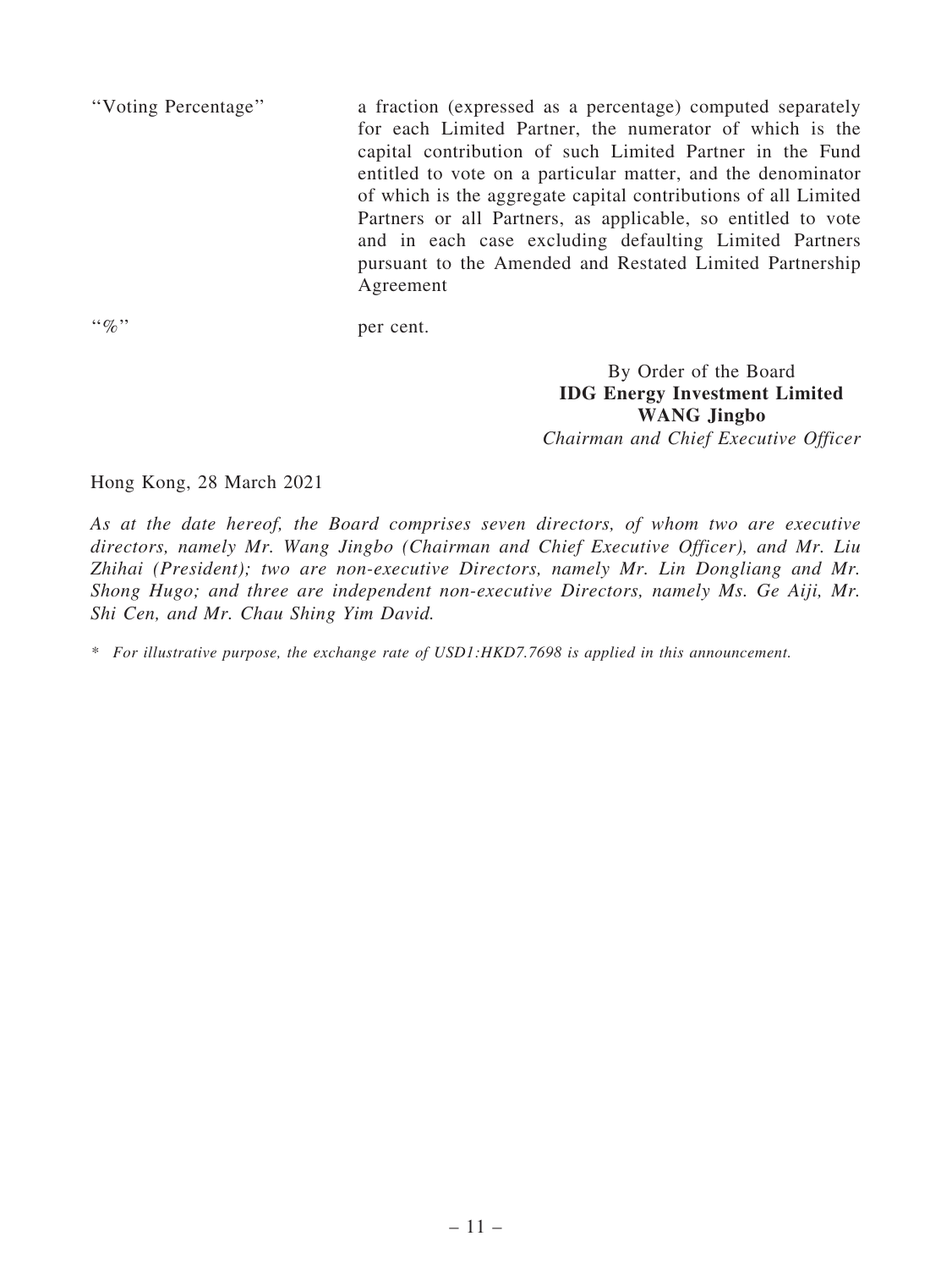| | |
|---|---|
| "Voting Percentage" | a fraction (expressed as a percentage) computed separately for each Limited Partner, the numerator of which is the capital contribution of such Limited Partner in the Fund entitled to vote on a particular matter, and the denominator of which is the aggregate capital contributions of all Limited Partners or all Partners, as applicable, so entitled to vote and in each case excluding defaulting Limited Partners pursuant to the Amended and Restated Limited Partnership Agreement |
| "%" | per cent. |

By Order of the Board
**IDG Energy Investment Limited**
**WANG Jingbo**
*Chairman and Chief Executive Officer*

Hong Kong, 28 March 2021

*As at the date hereof, the Board comprises seven directors, of whom two are executive directors, namely Mr. Wang Jingbo (Chairman and Chief Executive Officer), and Mr. Liu Zhihai (President); two are non-executive Directors, namely Mr. Lin Dongliang and Mr. Shong Hugo; and three are independent non-executive Directors, namely Ms. Ge Aiji, Mr. Shi Cen, and Mr. Chau Shing Yim David.*

\* *For illustrative purpose, the exchange rate of USD1:HKD7.7698 is applied in this announcement.*